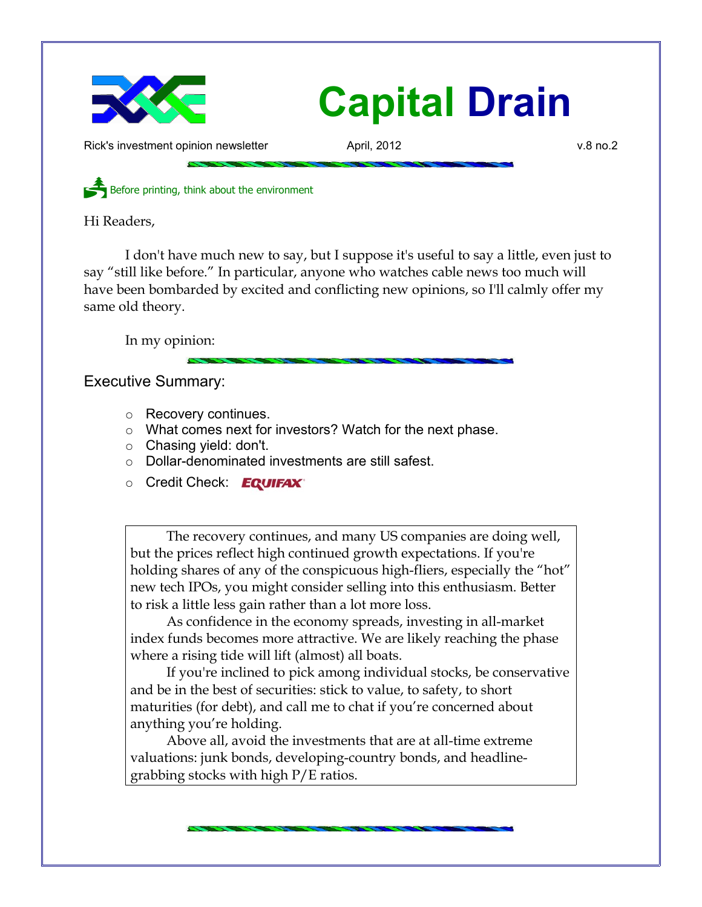# Capital Drain

Rick's investment opinion newsletter April, 2012 v.8 no.2

Before printing, think about the environment

Hi Readers,

I don't have much new to say, but I suppose it's useful to say a little, even just to say "still like before." In particular, anyone who watches cable news too much will have been bombarded by excited and conflicting new opinions, so I'll calmly offer my same old theory.

In my opinion:

## Executive Summary:

- Recovery continues.
- What comes next for investors? Watch for the next phase.
- Chasing yield: don't.
- Dollar-denominated investments are still safest.
- Credit Check: EQUIFAX

The recovery continues, and many US companies are doing well, but the prices reflect high continued growth expectations. If you're holding shares of any of the conspicuous high-fliers, especially the "hot" new tech IPOs, you might consider selling into this enthusiasm. Better to risk a little less gain rather than a lot more loss.

As confidence in the economy spreads, investing in all-market index funds becomes more attractive. We are likely reaching the phase where a rising tide will lift (almost) all boats.

If you're inclined to pick among individual stocks, be conservative and be in the best of securities: stick to value, to safety, to short maturities (for debt), and call me to chat if you're concerned about anything you're holding.

Above all, avoid the investments that are at all-time extreme valuations: junk bonds, developing-country bonds, and headline-grabbing stocks with high P/E ratios.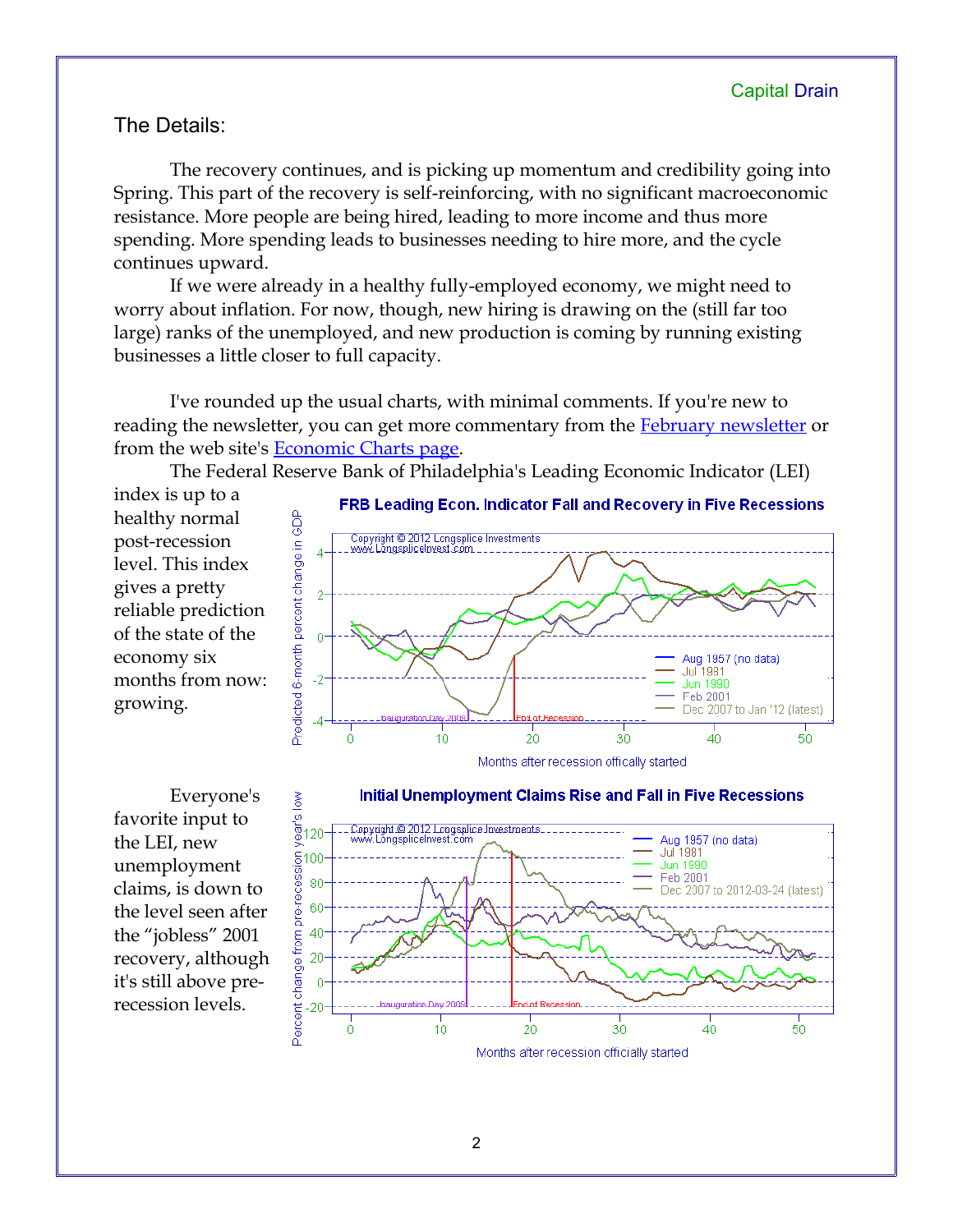## The Details:

The recovery continues, and is picking up momentum and credibility going into Spring. This part of the recovery is self-reinforcing, with no significant macroeconomic resistance. More people are being hired, leading to more income and thus more spending. More spending leads to businesses needing to hire more, and the cycle continues upward.

If we were already in a healthy fully-employed economy, we might need to worry about inflation. For now, though, new hiring is drawing on the (still far too large) ranks of the unemployed, and new production is coming by running existing businesses a little closer to full capacity.

I've rounded up the usual charts, with minimal comments. If you're new to reading the newsletter, you can get more commentary from the [February newsletter] or from the web site's [Economic Charts page].

The Federal Reserve Bank of Philadelphia's Leading Economic Indicator (LEI) index is up to a healthy normal post-recession level. This index gives a pretty reliable prediction of the state of the economy six months from now: growing.

Everyone's favorite input to the LEI, new unemployment claims, is down to the level seen after the "jobless" 2001 recovery, although it's still above pre-recession levels.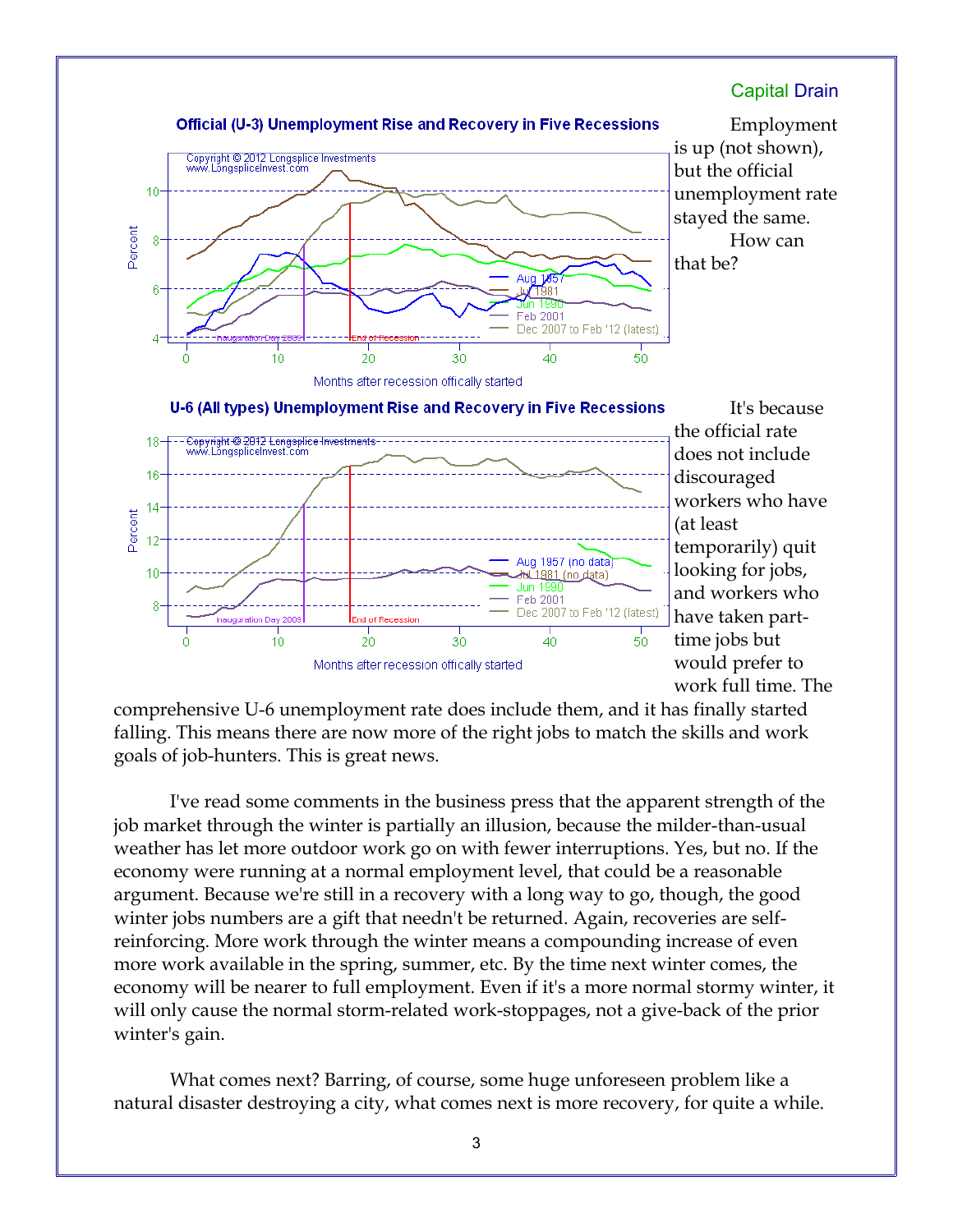Capital Drain

**Official (U-3) Unemployment Rise and Recovery in Five Recessions**

Employment is up (not shown), but the official unemployment rate stayed the same.

How can that be?

**U-6 (All types) Unemployment Rise and Recovery in Five Recessions**

It's because the official rate does not include discouraged workers who have (at least temporarily) quit looking for jobs, and workers who have taken part-time jobs but would prefer to work full time. The comprehensive U-6 unemployment rate does include them, and it has finally started falling. This means there are now more of the right jobs to match the skills and work goals of job-hunters. This is great news.

I've read some comments in the business press that the apparent strength of the job market through the winter is partially an illusion, because the milder-than-usual weather has let more outdoor work go on with fewer interruptions. Yes, but no. If the economy were running at a normal employment level, that could be a reasonable argument. Because we're still in a recovery with a long way to go, though, the good winter jobs numbers are a gift that needn't be returned. Again, recoveries are self-reinforcing. More work through the winter means a compounding increase of even more work available in the spring, summer, etc. By the time next winter comes, the economy will be nearer to full employment. Even if it's a more normal stormy winter, it will only cause the normal storm-related work-stoppages, not a give-back of the prior winter's gain.

What comes next? Barring, of course, some huge unforeseen problem like a natural disaster destroying a city, what comes next is more recovery, for quite a while.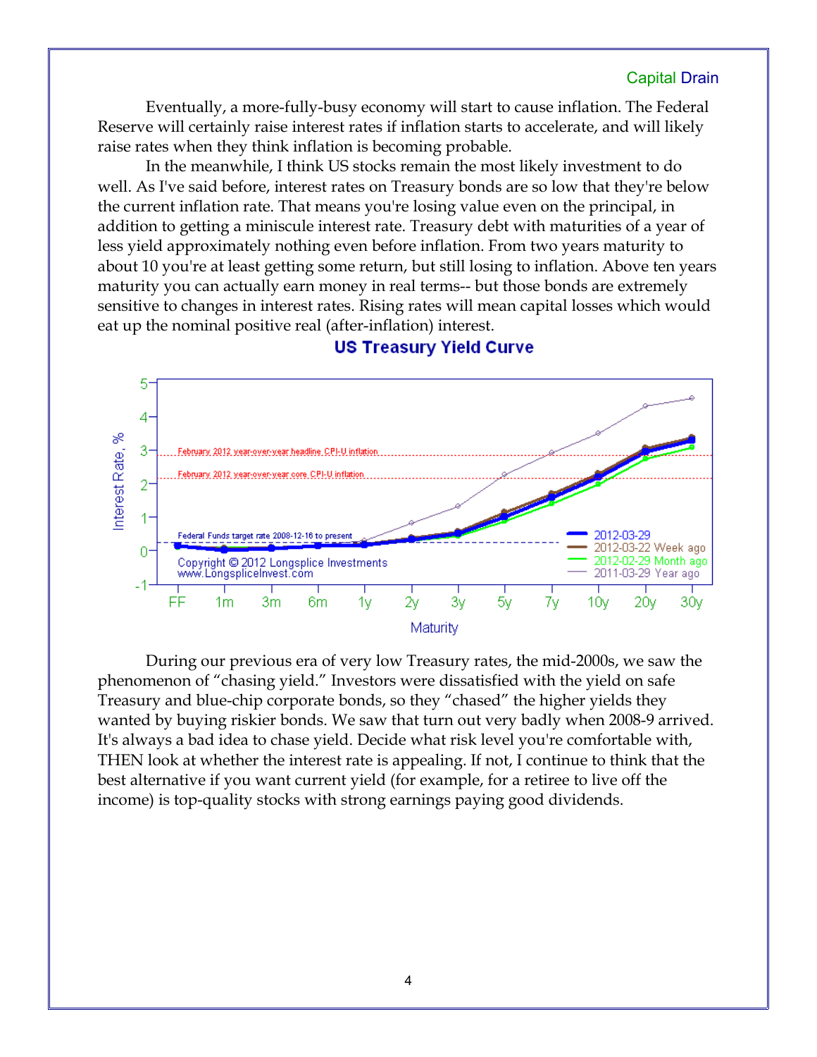Eventually, a more-fully-busy economy will start to cause inflation. The Federal Reserve will certainly raise interest rates if inflation starts to accelerate, and will likely raise rates when they think inflation is becoming probable.

In the meanwhile, I think US stocks remain the most likely investment to do well. As I've said before, interest rates on Treasury bonds are so low that they're below the current inflation rate. That means you're losing value even on the principal, in addition to getting a miniscule interest rate. Treasury debt with maturities of a year of less yield approximately nothing even before inflation. From two years maturity to about 10 you're at least getting some return, but still losing to inflation. Above ten years maturity you can actually earn money in real terms-- but those bonds are extremely sensitive to changes in interest rates. Rising rates will mean capital losses which would eat up the nominal positive real (after-inflation) interest.

**US Treasury Yield Curve**

During our previous era of very low Treasury rates, the mid-2000s, we saw the phenomenon of "chasing yield." Investors were dissatisfied with the yield on safe Treasury and blue-chip corporate bonds, so they "chased" the higher yields they wanted by buying riskier bonds. We saw that turn out very badly when 2008-9 arrived. It's always a bad idea to chase yield. Decide what risk level you're comfortable with, THEN look at whether the interest rate is appealing. If not, I continue to think that the best alternative if you want current yield (for example, for a retiree to live off the income) is top-quality stocks with strong earnings paying good dividends.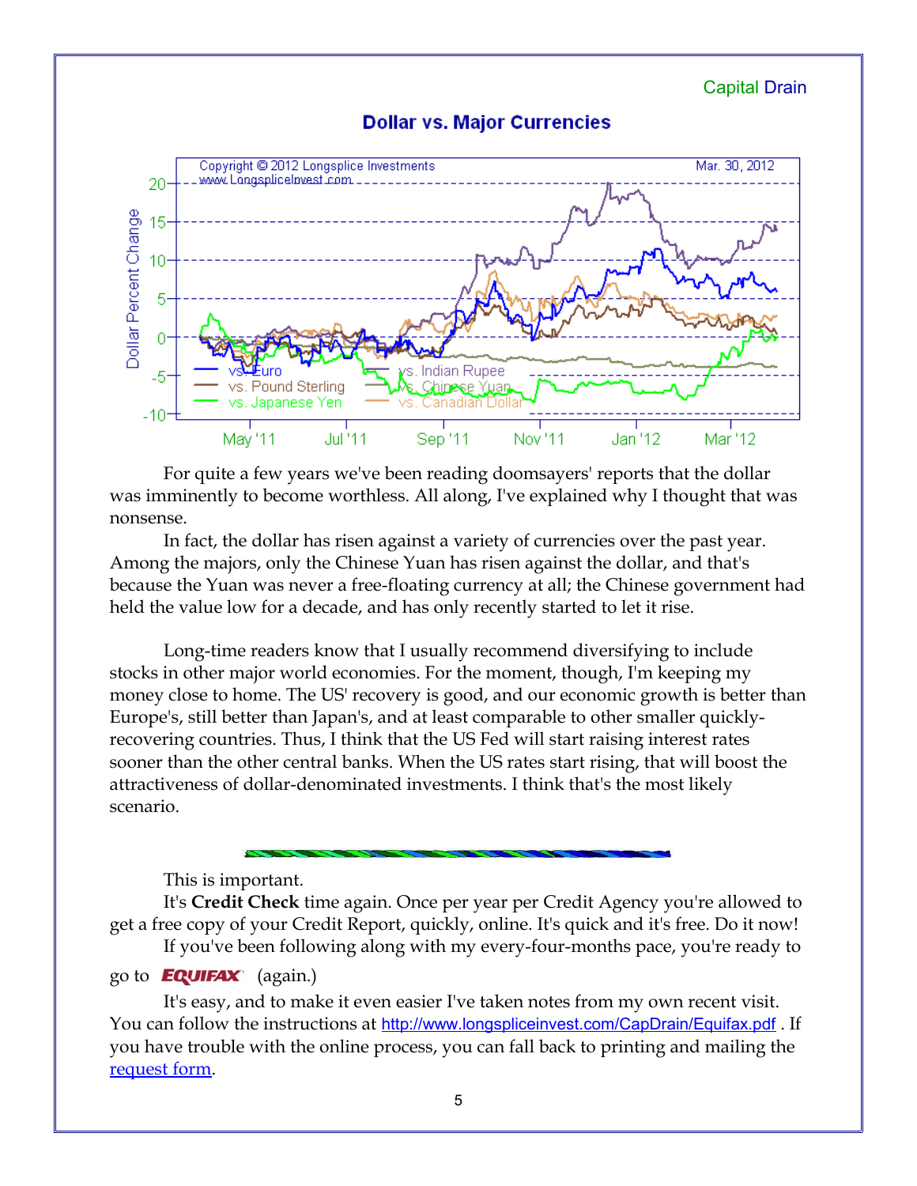## Dollar vs. Major Currencies

For quite a few years we've been reading doomsayers' reports that the dollar was imminently to become worthless. All along, I've explained why I thought that was nonsense.

In fact, the dollar has risen against a variety of currencies over the past year. Among the majors, only the Chinese Yuan has risen against the dollar, and that's because the Yuan was never a free-floating currency at all; the Chinese government had held the value low for a decade, and has only recently started to let it rise.

Long-time readers know that I usually recommend diversifying to include stocks in other major world economies. For the moment, though, I'm keeping my money close to home. The US' recovery is good, and our economic growth is better than Europe's, still better than Japan's, and at least comparable to other smaller quickly-recovering countries. Thus, I think that the US Fed will start raising interest rates sooner than the other central banks. When the US rates start rising, that will boost the attractiveness of dollar-denominated investments. I think that's the most likely scenario.

---

This is important.

It's **Credit Check** time again. Once per year per Credit Agency you're allowed to get a free copy of your Credit Report, quickly, online. It's quick and it's free. Do it now!

If you've been following along with my every-four-months pace, you're ready to go to EQUIFAX (again.)

It's easy, and to make it even easier I've taken notes from my own recent visit. You can follow the instructions at http://www.longspliceinvest.com/CapDrain/Equifax.pdf . If you have trouble with the online process, you can fall back to printing and mailing the request form.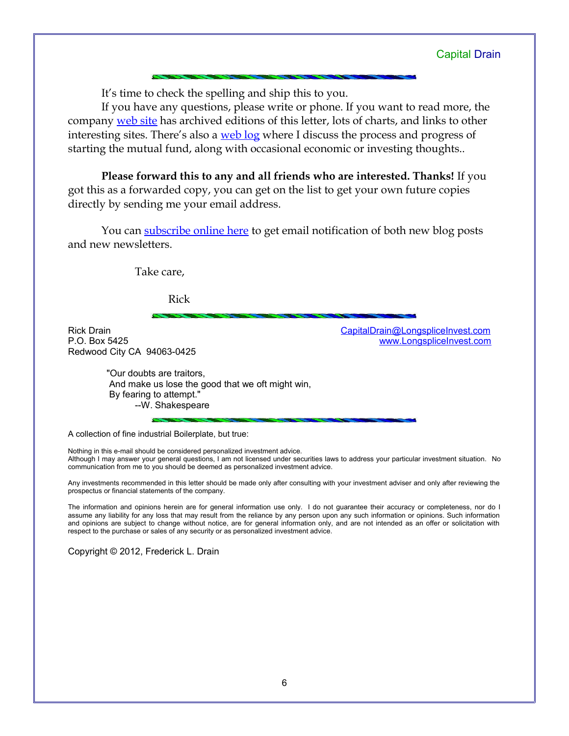It's time to check the spelling and ship this to you.

If you have any questions, please write or phone. If you want to read more, the company web site has archived editions of this letter, lots of charts, and links to other interesting sites. There's also a web log where I discuss the process and progress of starting the mutual fund, along with occasional economic or investing thoughts..

**Please forward this to any and all friends who are interested. Thanks!** If you got this as a forwarded copy, you can get on the list to get your own future copies directly by sending me your email address.

You can subscribe online here to get email notification of both new blog posts and new newsletters.

Take care,

Rick

---

Rick Drain
P.O. Box 5425
Redwood City CA 94063-0425

CapitalDrain@LongspliceInvest.com
www.LongspliceInvest.com

"Our doubts are traitors,
And make us lose the good that we oft might win,
By fearing to attempt."
--W. Shakespeare

---

A collection of fine industrial Boilerplate, but true:

Nothing in this e-mail should be considered personalized investment advice.
Although I may answer your general questions, I am not licensed under securities laws to address your particular investment situation. No communication from me to you should be deemed as personalized investment advice.

Any investments recommended in this letter should be made only after consulting with your investment adviser and only after reviewing the prospectus or financial statements of the company.

The information and opinions herein are for general information use only. I do not guarantee their accuracy or completeness, nor do I assume any liability for any loss that may result from the reliance by any person upon any such information or opinions. Such information and opinions are subject to change without notice, are for general information only, and are not intended as an offer or solicitation with respect to the purchase or sales of any security or as personalized investment advice.

Copyright © 2012, Frederick L. Drain